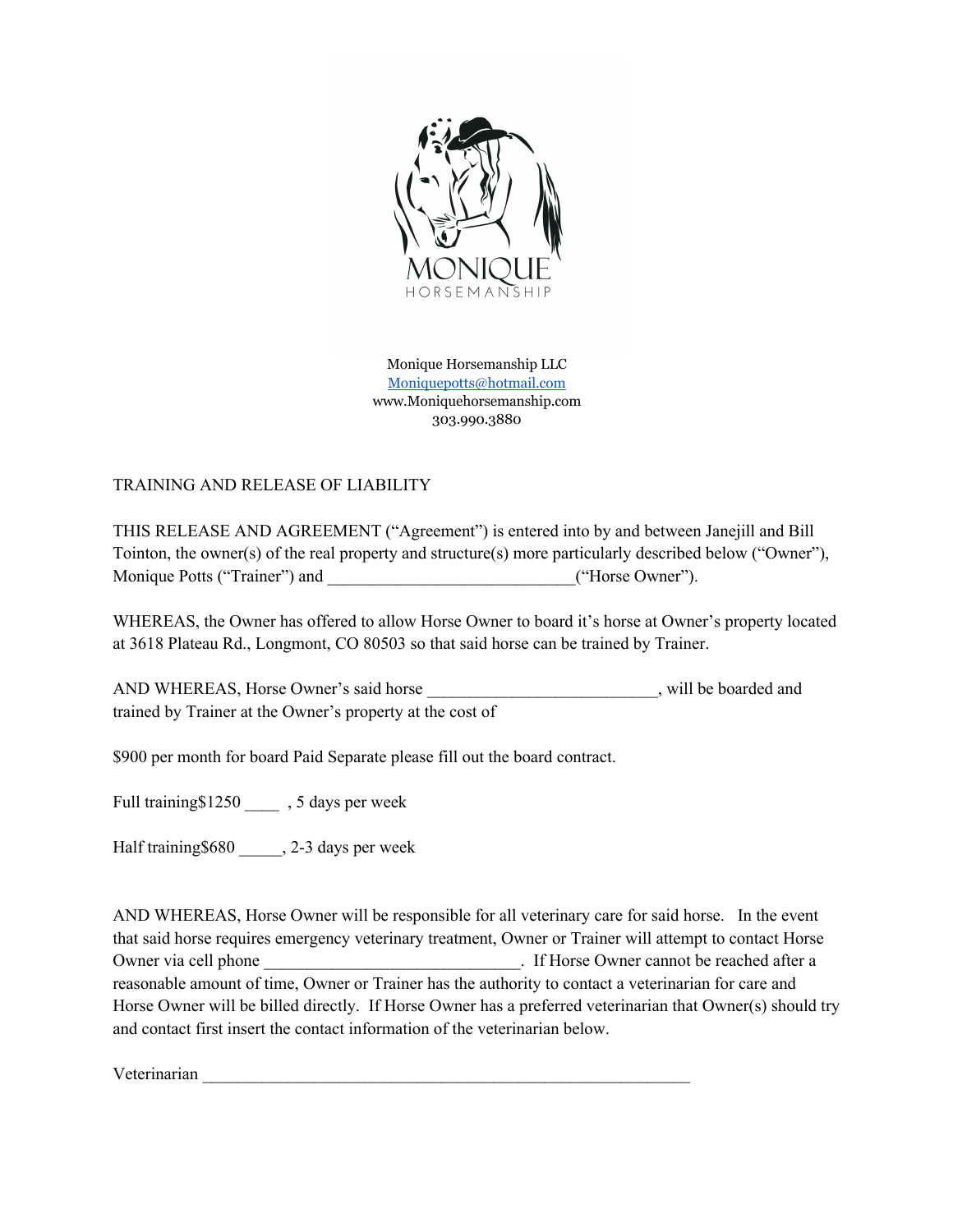MONIQUE
HORSEMANSHIP

Monique Horsemanship LLC
[Moniquepotts@hotmail.com](mailto:Moniquepotts@hotmail.com)
www.Moniquehorsemanship.com
303.990.3880

TRAINING AND RELEASE OF LIABILITY

THIS RELEASE AND AGREEMENT ("Agreement") is entered into by and between Janejill and Bill Tointon, the owner(s) of the real property and structure(s) more particularly described below ("Owner"), Monique Potts ("Trainer") and ____________________________("Horse Owner").

WHEREAS, the Owner has offered to allow Horse Owner to board it's horse at Owner's property located at 3618 Plateau Rd., Longmont, CO 80503 so that said horse can be trained by Trainer.

AND WHEREAS, Horse Owner's said horse __________________________, will be boarded and trained by Trainer at the Owner's property at the cost of

$900 per month for board Paid Separate please fill out the board contract.

Full training$1250 ____ , 5 days per week

Half training$680 _____, 2-3 days per week

AND WHEREAS, Horse Owner will be responsible for all veterinary care for said horse. In the event that said horse requires emergency veterinary treatment, Owner or Trainer will attempt to contact Horse Owner via cell phone _____________________________. If Horse Owner cannot be reached after a reasonable amount of time, Owner or Trainer has the authority to contact a veterinarian for care and Horse Owner will be billed directly. If Horse Owner has a preferred veterinarian that Owner(s) should try and contact first insert the contact information of the veterinarian below.

Veterinarian _______________________________________________________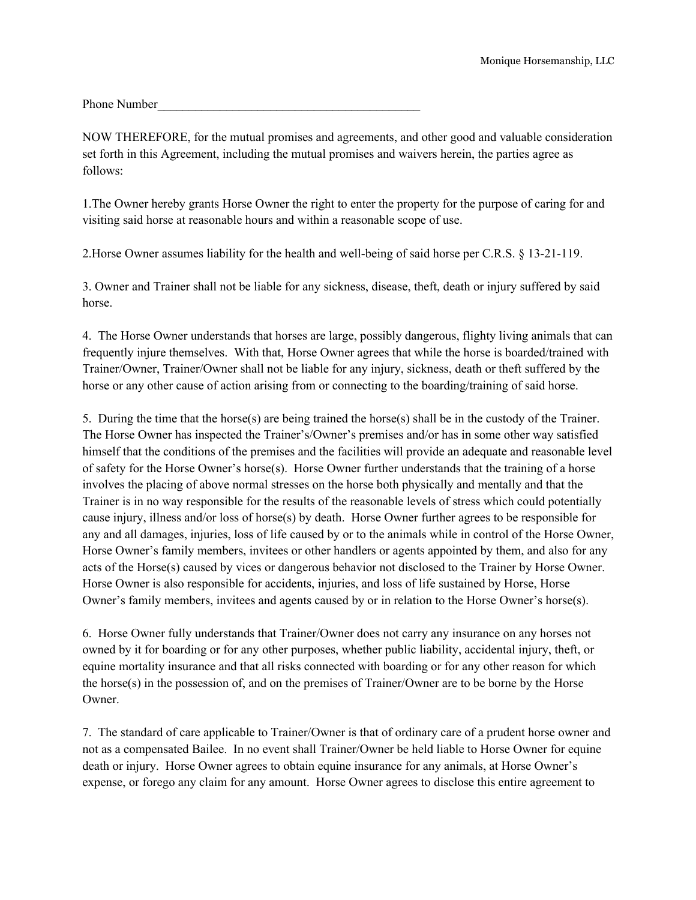Phone Number___________________________________________

NOW THEREFORE, for the mutual promises and agreements, and other good and valuable consideration set forth in this Agreement, including the mutual promises and waivers herein, the parties agree as follows:

1.The Owner hereby grants Horse Owner the right to enter the property for the purpose of caring for and visiting said horse at reasonable hours and within a reasonable scope of use.

2.Horse Owner assumes liability for the health and well-being of said horse per C.R.S. § 13-21-119.

3. Owner and Trainer shall not be liable for any sickness, disease, theft, death or injury suffered by said horse.

4. The Horse Owner understands that horses are large, possibly dangerous, flighty living animals that can frequently injure themselves. With that, Horse Owner agrees that while the horse is boarded/trained with Trainer/Owner, Trainer/Owner shall not be liable for any injury, sickness, death or theft suffered by the horse or any other cause of action arising from or connecting to the boarding/training of said horse.

5. During the time that the horse(s) are being trained the horse(s) shall be in the custody of the Trainer. The Horse Owner has inspected the Trainer's/Owner's premises and/or has in some other way satisfied himself that the conditions of the premises and the facilities will provide an adequate and reasonable level of safety for the Horse Owner's horse(s). Horse Owner further understands that the training of a horse involves the placing of above normal stresses on the horse both physically and mentally and that the Trainer is in no way responsible for the results of the reasonable levels of stress which could potentially cause injury, illness and/or loss of horse(s) by death. Horse Owner further agrees to be responsible for any and all damages, injuries, loss of life caused by or to the animals while in control of the Horse Owner, Horse Owner's family members, invitees or other handlers or agents appointed by them, and also for any acts of the Horse(s) caused by vices or dangerous behavior not disclosed to the Trainer by Horse Owner. Horse Owner is also responsible for accidents, injuries, and loss of life sustained by Horse, Horse Owner's family members, invitees and agents caused by or in relation to the Horse Owner's horse(s).

6. Horse Owner fully understands that Trainer/Owner does not carry any insurance on any horses not owned by it for boarding or for any other purposes, whether public liability, accidental injury, theft, or equine mortality insurance and that all risks connected with boarding or for any other reason for which the horse(s) in the possession of, and on the premises of Trainer/Owner are to be borne by the Horse Owner.

7. The standard of care applicable to Trainer/Owner is that of ordinary care of a prudent horse owner and not as a compensated Bailee. In no event shall Trainer/Owner be held liable to Horse Owner for equine death or injury. Horse Owner agrees to obtain equine insurance for any animals, at Horse Owner's expense, or forego any claim for any amount. Horse Owner agrees to disclose this entire agreement to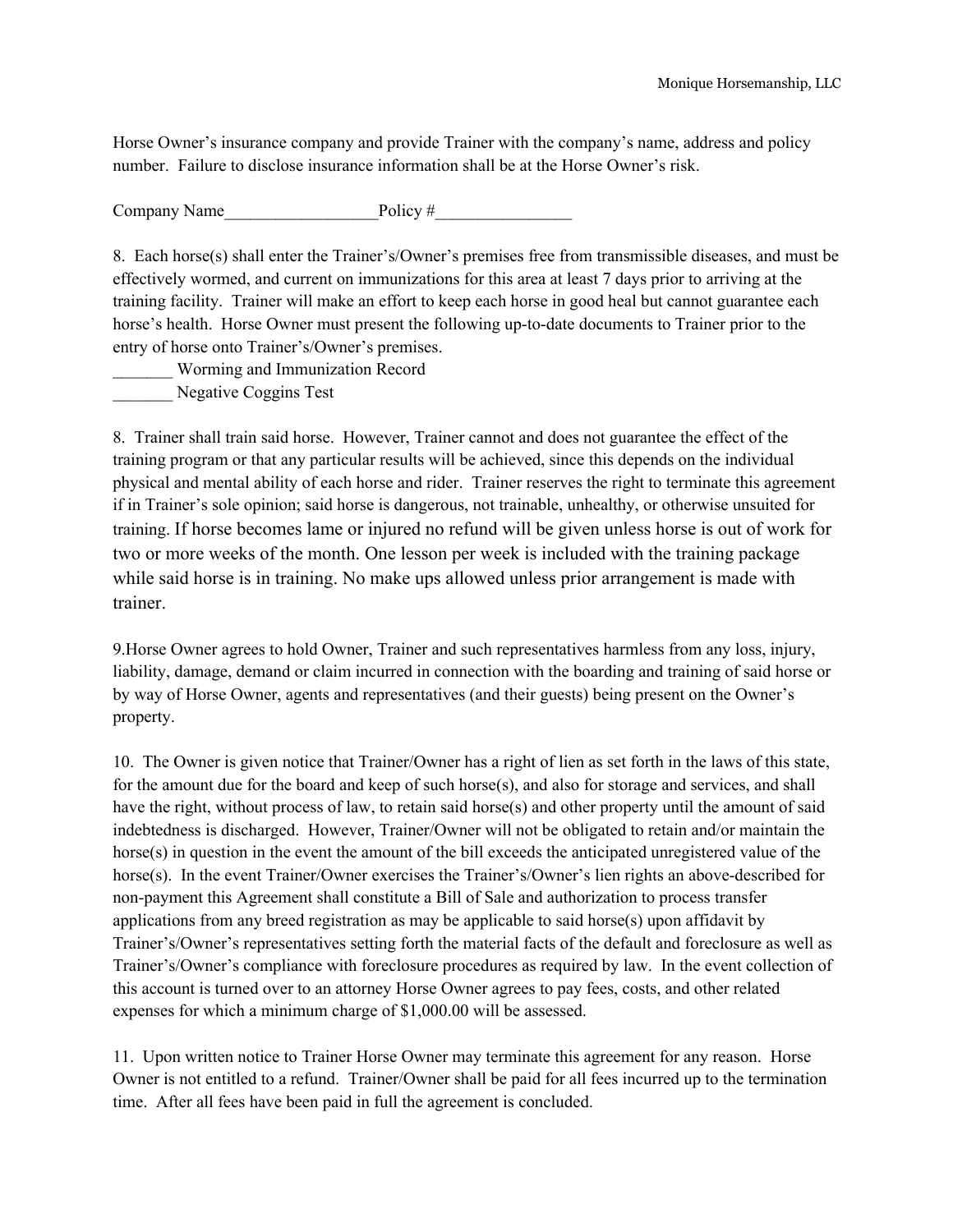Horse Owner's insurance company and provide Trainer with the company's name, address and policy number. Failure to disclose insurance information shall be at the Horse Owner's risk.

Company Name__________________Policy #________________

8. Each horse(s) shall enter the Trainer's/Owner's premises free from transmissible diseases, and must be effectively wormed, and current on immunizations for this area at least 7 days prior to arriving at the training facility. Trainer will make an effort to keep each horse in good heal but cannot guarantee each horse's health. Horse Owner must present the following up-to-date documents to Trainer prior to the entry of horse onto Trainer's/Owner's premises.

_______ Worming and Immunization Record
_______ Negative Coggins Test

8. Trainer shall train said horse. However, Trainer cannot and does not guarantee the effect of the training program or that any particular results will be achieved, since this depends on the individual physical and mental ability of each horse and rider. Trainer reserves the right to terminate this agreement if in Trainer's sole opinion; said horse is dangerous, not trainable, unhealthy, or otherwise unsuited for training. If horse becomes lame or injured no refund will be given unless horse is out of work for two or more weeks of the month. One lesson per week is included with the training package while said horse is in training. No make ups allowed unless prior arrangement is made with trainer.

9.Horse Owner agrees to hold Owner, Trainer and such representatives harmless from any loss, injury, liability, damage, demand or claim incurred in connection with the boarding and training of said horse or by way of Horse Owner, agents and representatives (and their guests) being present on the Owner's property.

10. The Owner is given notice that Trainer/Owner has a right of lien as set forth in the laws of this state, for the amount due for the board and keep of such horse(s), and also for storage and services, and shall have the right, without process of law, to retain said horse(s) and other property until the amount of said indebtedness is discharged. However, Trainer/Owner will not be obligated to retain and/or maintain the horse(s) in question in the event the amount of the bill exceeds the anticipated unregistered value of the horse(s). In the event Trainer/Owner exercises the Trainer's/Owner's lien rights an above-described for non-payment this Agreement shall constitute a Bill of Sale and authorization to process transfer applications from any breed registration as may be applicable to said horse(s) upon affidavit by Trainer's/Owner's representatives setting forth the material facts of the default and foreclosure as well as Trainer's/Owner's compliance with foreclosure procedures as required by law. In the event collection of this account is turned over to an attorney Horse Owner agrees to pay fees, costs, and other related expenses for which a minimum charge of $1,000.00 will be assessed.

11. Upon written notice to Trainer Horse Owner may terminate this agreement for any reason. Horse Owner is not entitled to a refund. Trainer/Owner shall be paid for all fees incurred up to the termination time. After all fees have been paid in full the agreement is concluded.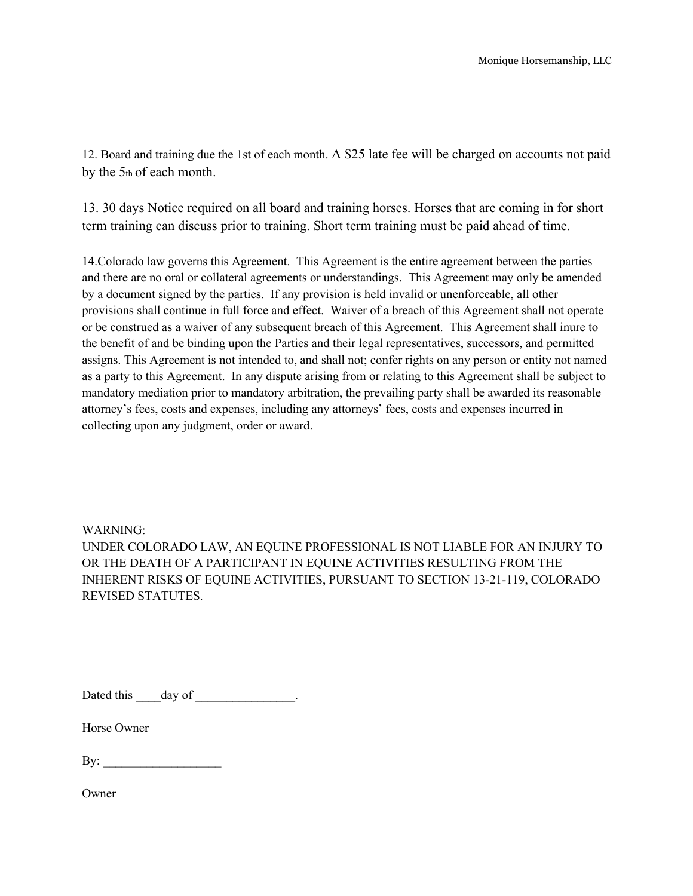12. Board and training due the 1st of each month. A $25 late fee will be charged on accounts not paid by the 5th of each month.

13. 30 days Notice required on all board and training horses. Horses that are coming in for short term training can discuss prior to training. Short term training must be paid ahead of time.

14.Colorado law governs this Agreement. This Agreement is the entire agreement between the parties and there are no oral or collateral agreements or understandings. This Agreement may only be amended by a document signed by the parties. If any provision is held invalid or unenforceable, all other provisions shall continue in full force and effect. Waiver of a breach of this Agreement shall not operate or be construed as a waiver of any subsequent breach of this Agreement. This Agreement shall inure to the benefit of and be binding upon the Parties and their legal representatives, successors, and permitted assigns. This Agreement is not intended to, and shall not; confer rights on any person or entity not named as a party to this Agreement. In any dispute arising from or relating to this Agreement shall be subject to mandatory mediation prior to mandatory arbitration, the prevailing party shall be awarded its reasonable attorney's fees, costs and expenses, including any attorneys' fees, costs and expenses incurred in collecting upon any judgment, order or award.

WARNING:
UNDER COLORADO LAW, AN EQUINE PROFESSIONAL IS NOT LIABLE FOR AN INJURY TO OR THE DEATH OF A PARTICIPANT IN EQUINE ACTIVITIES RESULTING FROM THE INHERENT RISKS OF EQUINE ACTIVITIES, PURSUANT TO SECTION 13-21-119, COLORADO REVISED STATUTES.

Dated this ____day of ________________.

Horse Owner

By: ___________________

Owner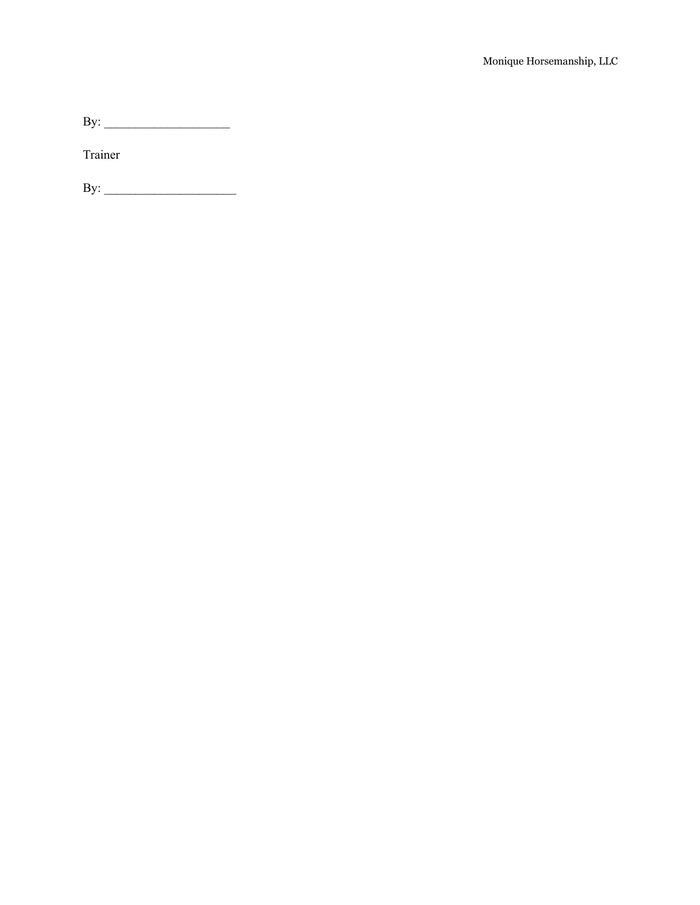Monique Horsemanship, LLC

By: ___________________

Trainer

By: ____________________